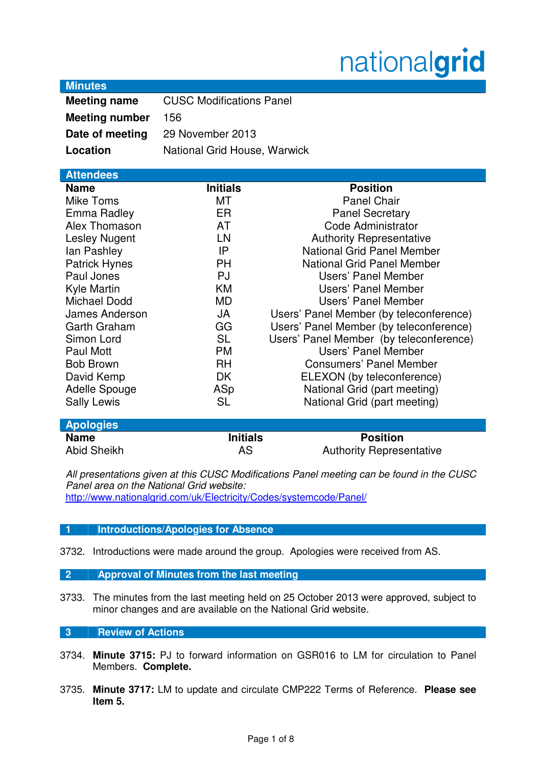nationalgrid

## Minutes

| | |
|---|---|
| **Meeting name** | CUSC Modifications Panel |
| **Meeting number** | 156 |
| **Date of meeting** | 29 November 2013 |
| **Location** | National Grid House, Warwick |

## Attendees

| Name | Initials | Position |
|---|---|---|
| Mike Toms | MT | Panel Chair |
| Emma Radley | ER | Panel Secretary |
| Alex Thomason | AT | Code Administrator |
| Lesley Nugent | LN | Authority Representative |
| Ian Pashley | IP | National Grid Panel Member |
| Patrick Hynes | PH | National Grid Panel Member |
| Paul Jones | PJ | Users' Panel Member |
| Kyle Martin | KM | Users' Panel Member |
| Michael Dodd | MD | Users' Panel Member |
| James Anderson | JA | Users' Panel Member (by teleconference) |
| Garth Graham | GG | Users' Panel Member (by teleconference) |
| Simon Lord | SL | Users' Panel Member (by teleconference) |
| Paul Mott | PM | Users' Panel Member |
| Bob Brown | RH | Consumers' Panel Member |
| David Kemp | DK | ELEXON (by teleconference) |
| Adelle Spouge | ASp | National Grid (part meeting) |
| Sally Lewis | SL | National Grid (part meeting) |

## Apologies

| Name | Initials | Position |
|---|---|---|
| Abid Sheikh | AS | Authority Representative |

*All presentations given at this CUSC Modifications Panel meeting can be found in the CUSC Panel area on the National Grid website:*
http://www.nationalgrid.com/uk/Electricity/Codes/systemcode/Panel/

## 1 Introductions/Apologies for Absence

3732. Introductions were made around the group. Apologies were received from AS.

## 2 Approval of Minutes from the last meeting

3733. The minutes from the last meeting held on 25 October 2013 were approved, subject to minor changes and are available on the National Grid website.

## 3 Review of Actions

3734. **Minute 3715:** PJ to forward information on GSR016 to LM for circulation to Panel Members. **Complete.**

3735. **Minute 3717:** LM to update and circulate CMP222 Terms of Reference. **Please see Item 5.**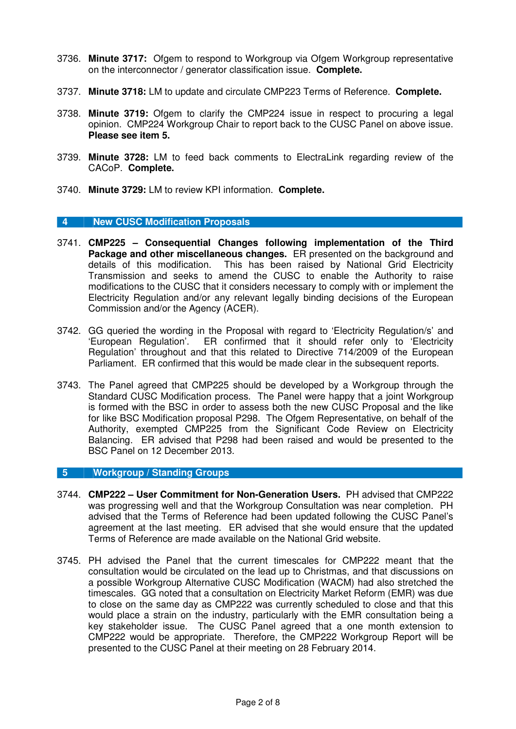3736. **Minute 3717:** Ofgem to respond to Workgroup via Ofgem Workgroup representative on the interconnector / generator classification issue. **Complete.**

3737. **Minute 3718:** LM to update and circulate CMP223 Terms of Reference. **Complete.**

3738. **Minute 3719:** Ofgem to clarify the CMP224 issue in respect to procuring a legal opinion. CMP224 Workgroup Chair to report back to the CUSC Panel on above issue. **Please see item 5.**

3739. **Minute 3728:** LM to feed back comments to ElectraLink regarding review of the CACoP. **Complete.**

3740. **Minute 3729:** LM to review KPI information. **Complete.**

## 4 New CUSC Modification Proposals

3741. **CMP225 – Consequential Changes following implementation of the Third Package and other miscellaneous changes.** ER presented on the background and details of this modification. This has been raised by National Grid Electricity Transmission and seeks to amend the CUSC to enable the Authority to raise modifications to the CUSC that it considers necessary to comply with or implement the Electricity Regulation and/or any relevant legally binding decisions of the European Commission and/or the Agency (ACER).

3742. GG queried the wording in the Proposal with regard to 'Electricity Regulation/s' and 'European Regulation'. ER confirmed that it should refer only to 'Electricity Regulation' throughout and that this related to Directive 714/2009 of the European Parliament. ER confirmed that this would be made clear in the subsequent reports.

3743. The Panel agreed that CMP225 should be developed by a Workgroup through the Standard CUSC Modification process. The Panel were happy that a joint Workgroup is formed with the BSC in order to assess both the new CUSC Proposal and the like for like BSC Modification proposal P298. The Ofgem Representative, on behalf of the Authority, exempted CMP225 from the Significant Code Review on Electricity Balancing. ER advised that P298 had been raised and would be presented to the BSC Panel on 12 December 2013.

## 5 Workgroup / Standing Groups

3744. **CMP222 – User Commitment for Non-Generation Users.** PH advised that CMP222 was progressing well and that the Workgroup Consultation was near completion. PH advised that the Terms of Reference had been updated following the CUSC Panel's agreement at the last meeting. ER advised that she would ensure that the updated Terms of Reference are made available on the National Grid website.

3745. PH advised the Panel that the current timescales for CMP222 meant that the consultation would be circulated on the lead up to Christmas, and that discussions on a possible Workgroup Alternative CUSC Modification (WACM) had also stretched the timescales. GG noted that a consultation on Electricity Market Reform (EMR) was due to close on the same day as CMP222 was currently scheduled to close and that this would place a strain on the industry, particularly with the EMR consultation being a key stakeholder issue. The CUSC Panel agreed that a one month extension to CMP222 would be appropriate. Therefore, the CMP222 Workgroup Report will be presented to the CUSC Panel at their meeting on 28 February 2014.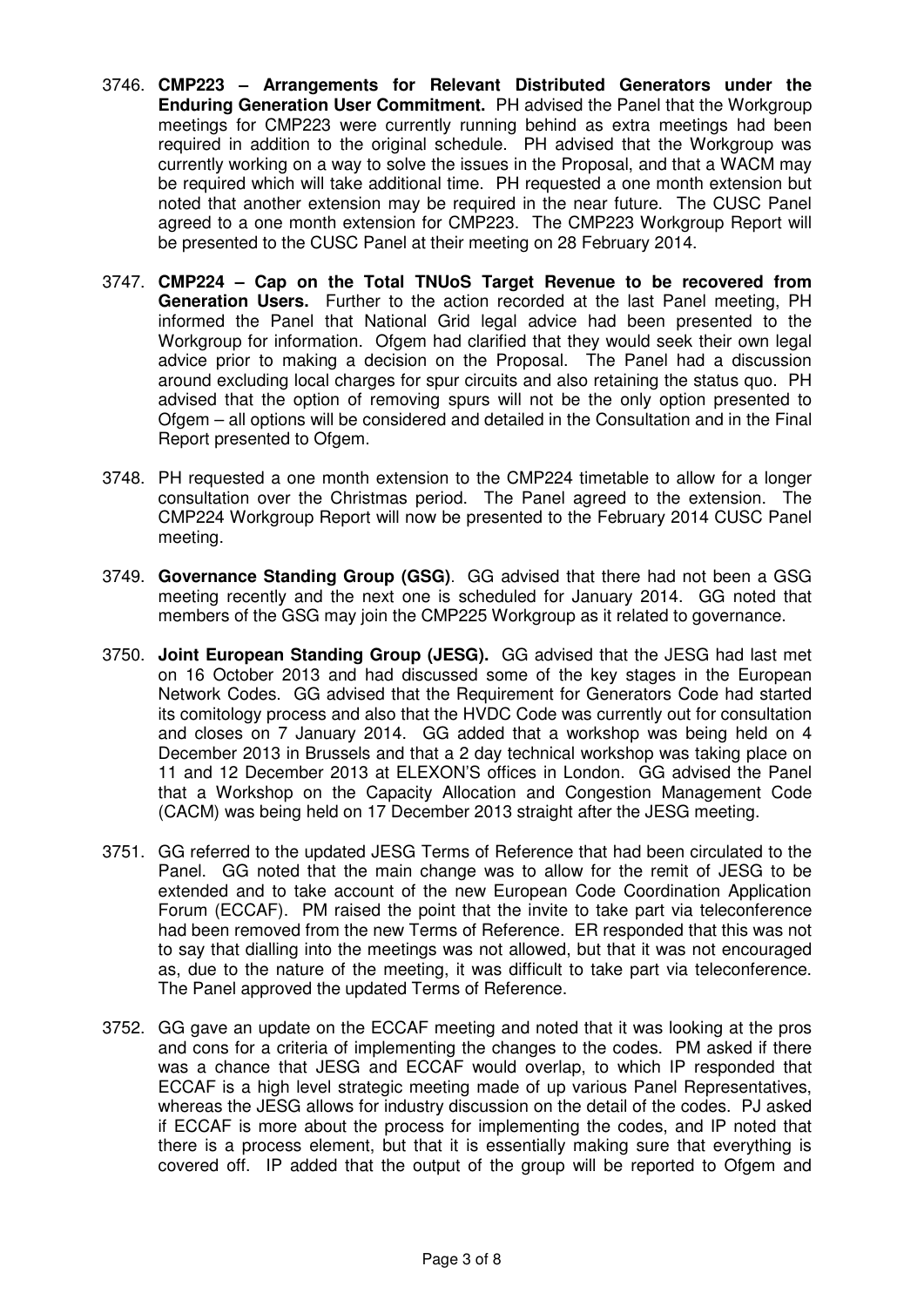3746. **CMP223 – Arrangements for Relevant Distributed Generators under the Enduring Generation User Commitment.** PH advised the Panel that the Workgroup meetings for CMP223 were currently running behind as extra meetings had been required in addition to the original schedule. PH advised that the Workgroup was currently working on a way to solve the issues in the Proposal, and that a WACM may be required which will take additional time. PH requested a one month extension but noted that another extension may be required in the near future. The CUSC Panel agreed to a one month extension for CMP223. The CMP223 Workgroup Report will be presented to the CUSC Panel at their meeting on 28 February 2014.

3747. **CMP224 – Cap on the Total TNUoS Target Revenue to be recovered from Generation Users.** Further to the action recorded at the last Panel meeting, PH informed the Panel that National Grid legal advice had been presented to the Workgroup for information. Ofgem had clarified that they would seek their own legal advice prior to making a decision on the Proposal. The Panel had a discussion around excluding local charges for spur circuits and also retaining the status quo. PH advised that the option of removing spurs will not be the only option presented to Ofgem – all options will be considered and detailed in the Consultation and in the Final Report presented to Ofgem.

3748. PH requested a one month extension to the CMP224 timetable to allow for a longer consultation over the Christmas period. The Panel agreed to the extension. The CMP224 Workgroup Report will now be presented to the February 2014 CUSC Panel meeting.

3749. **Governance Standing Group (GSG)**. GG advised that there had not been a GSG meeting recently and the next one is scheduled for January 2014. GG noted that members of the GSG may join the CMP225 Workgroup as it related to governance.

3750. **Joint European Standing Group (JESG).** GG advised that the JESG had last met on 16 October 2013 and had discussed some of the key stages in the European Network Codes. GG advised that the Requirement for Generators Code had started its comitology process and also that the HVDC Code was currently out for consultation and closes on 7 January 2014. GG added that a workshop was being held on 4 December 2013 in Brussels and that a 2 day technical workshop was taking place on 11 and 12 December 2013 at ELEXON'S offices in London. GG advised the Panel that a Workshop on the Capacity Allocation and Congestion Management Code (CACM) was being held on 17 December 2013 straight after the JESG meeting.

3751. GG referred to the updated JESG Terms of Reference that had been circulated to the Panel. GG noted that the main change was to allow for the remit of JESG to be extended and to take account of the new European Code Coordination Application Forum (ECCAF). PM raised the point that the invite to take part via teleconference had been removed from the new Terms of Reference. ER responded that this was not to say that dialling into the meetings was not allowed, but that it was not encouraged as, due to the nature of the meeting, it was difficult to take part via teleconference. The Panel approved the updated Terms of Reference.

3752. GG gave an update on the ECCAF meeting and noted that it was looking at the pros and cons for a criteria of implementing the changes to the codes. PM asked if there was a chance that JESG and ECCAF would overlap, to which IP responded that ECCAF is a high level strategic meeting made of up various Panel Representatives, whereas the JESG allows for industry discussion on the detail of the codes. PJ asked if ECCAF is more about the process for implementing the codes, and IP noted that there is a process element, but that it is essentially making sure that everything is covered off. IP added that the output of the group will be reported to Ofgem and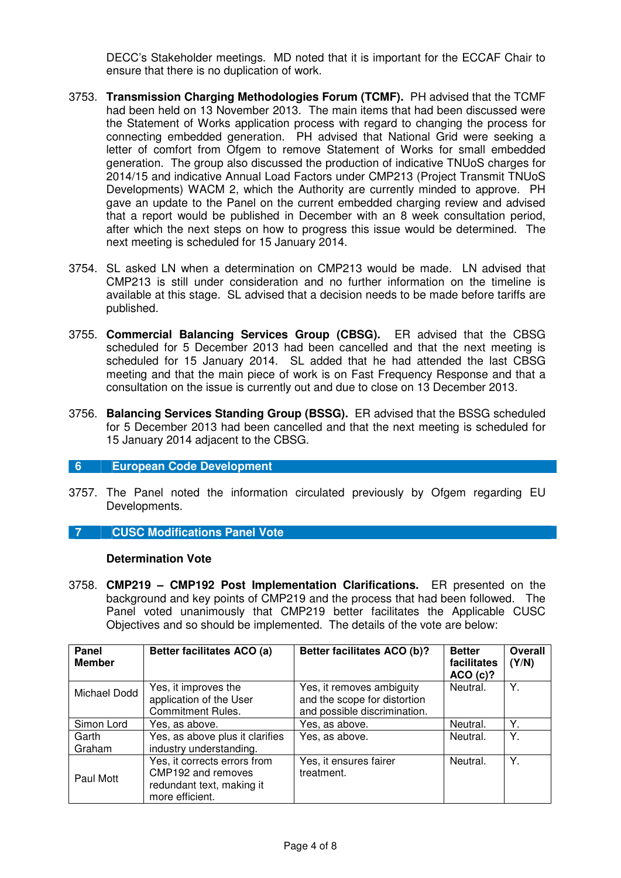DECC's Stakeholder meetings. MD noted that it is important for the ECCAF Chair to ensure that there is no duplication of work.

3753. **Transmission Charging Methodologies Forum (TCMF).** PH advised that the TCMF had been held on 13 November 2013. The main items that had been discussed were the Statement of Works application process with regard to changing the process for connecting embedded generation. PH advised that National Grid were seeking a letter of comfort from Ofgem to remove Statement of Works for small embedded generation. The group also discussed the production of indicative TNUoS charges for 2014/15 and indicative Annual Load Factors under CMP213 (Project Transmit TNUoS Developments) WACM 2, which the Authority are currently minded to approve. PH gave an update to the Panel on the current embedded charging review and advised that a report would be published in December with an 8 week consultation period, after which the next steps on how to progress this issue would be determined. The next meeting is scheduled for 15 January 2014.

3754. SL asked LN when a determination on CMP213 would be made. LN advised that CMP213 is still under consideration and no further information on the timeline is available at this stage. SL advised that a decision needs to be made before tariffs are published.

3755. **Commercial Balancing Services Group (CBSG).** ER advised that the CBSG scheduled for 5 December 2013 had been cancelled and that the next meeting is scheduled for 15 January 2014. SL added that he had attended the last CBSG meeting and that the main piece of work is on Fast Frequency Response and that a consultation on the issue is currently out and due to close on 13 December 2013.

3756. **Balancing Services Standing Group (BSSG).** ER advised that the BSSG scheduled for 5 December 2013 had been cancelled and that the next meeting is scheduled for 15 January 2014 adjacent to the CBSG.

## 6 European Code Development

3757. The Panel noted the information circulated previously by Ofgem regarding EU Developments.

## 7 CUSC Modifications Panel Vote

**Determination Vote**

3758. **CMP219 – CMP192 Post Implementation Clarifications.** ER presented on the background and key points of CMP219 and the process that had been followed. The Panel voted unanimously that CMP219 better facilitates the Applicable CUSC Objectives and so should be implemented. The details of the vote are below:

| Panel Member | Better facilitates ACO (a) | Better facilitates ACO (b)? | Better facilitates ACO (c)? | Overall (Y/N) |
|---|---|---|---|---|
| Michael Dodd | Yes, it improves the application of the User Commitment Rules. | Yes, it removes ambiguity and the scope for distortion and possible discrimination. | Neutral. | Y. |
| Simon Lord | Yes, as above. | Yes, as above. | Neutral. | Y. |
| Garth Graham | Yes, as above plus it clarifies industry understanding. | Yes, as above. | Neutral. | Y. |
| Paul Mott | Yes, it corrects errors from CMP192 and removes redundant text, making it more efficient. | Yes, it ensures fairer treatment. | Neutral. | Y. |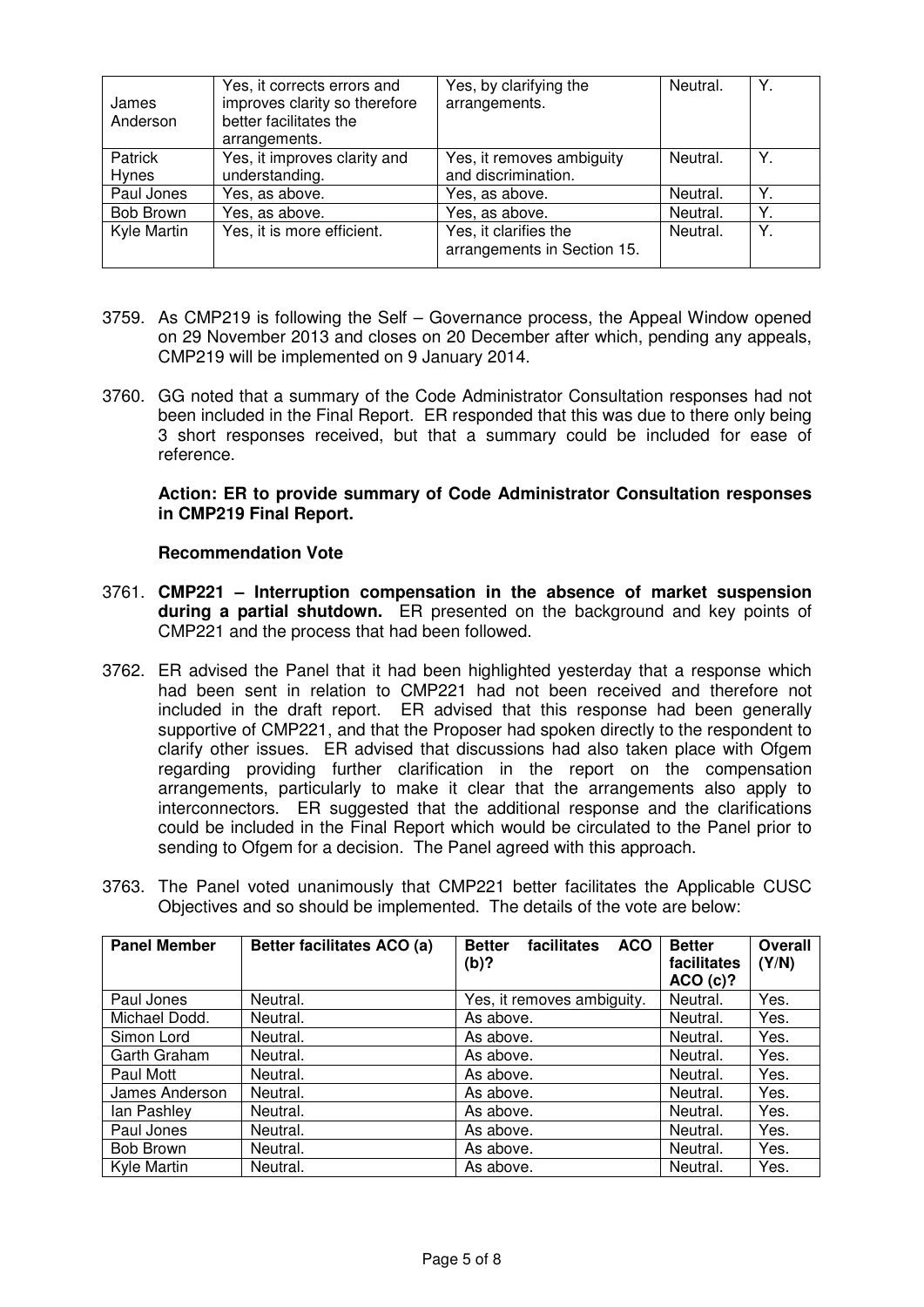| James Anderson | Yes, it corrects errors and improves clarity so therefore better facilitates the arrangements. | Yes, by clarifying the arrangements. | Neutral. | Y. |
|---|---|---|---|---|
| Patrick Hynes | Yes, it improves clarity and understanding. | Yes, it removes ambiguity and discrimination. | Neutral. | Y. |
| Paul Jones | Yes, as above. | Yes, as above. | Neutral. | Y. |
| Bob Brown | Yes, as above. | Yes, as above. | Neutral. | Y. |
| Kyle Martin | Yes, it is more efficient. | Yes, it clarifies the arrangements in Section 15. | Neutral. | Y. |

3759. As CMP219 is following the Self – Governance process, the Appeal Window opened on 29 November 2013 and closes on 20 December after which, pending any appeals, CMP219 will be implemented on 9 January 2014.

3760. GG noted that a summary of the Code Administrator Consultation responses had not been included in the Final Report. ER responded that this was due to there only being 3 short responses received, but that a summary could be included for ease of reference.

**Action: ER to provide summary of Code Administrator Consultation responses in CMP219 Final Report.**

**Recommendation Vote**

3761. **CMP221 – Interruption compensation in the absence of market suspension during a partial shutdown.** ER presented on the background and key points of CMP221 and the process that had been followed.

3762. ER advised the Panel that it had been highlighted yesterday that a response which had been sent in relation to CMP221 had not been received and therefore not included in the draft report. ER advised that this response had been generally supportive of CMP221, and that the Proposer had spoken directly to the respondent to clarify other issues. ER advised that discussions had also taken place with Ofgem regarding providing further clarification in the report on the compensation arrangements, particularly to make it clear that the arrangements also apply to interconnectors. ER suggested that the additional response and the clarifications could be included in the Final Report which would be circulated to the Panel prior to sending to Ofgem for a decision. The Panel agreed with this approach.

3763. The Panel voted unanimously that CMP221 better facilitates the Applicable CUSC Objectives and so should be implemented. The details of the vote are below:

| Panel Member | Better facilitates ACO (a) | Better facilitates ACO (b)? | Better facilitates ACO (c)? | Overall (Y/N) |
|---|---|---|---|---|
| Paul Jones | Neutral. | Yes, it removes ambiguity. | Neutral. | Yes. |
| Michael Dodd. | Neutral. | As above. | Neutral. | Yes. |
| Simon Lord | Neutral. | As above. | Neutral. | Yes. |
| Garth Graham | Neutral. | As above. | Neutral. | Yes. |
| Paul Mott | Neutral. | As above. | Neutral. | Yes. |
| James Anderson | Neutral. | As above. | Neutral. | Yes. |
| Ian Pashley | Neutral. | As above. | Neutral. | Yes. |
| Paul Jones | Neutral. | As above. | Neutral. | Yes. |
| Bob Brown | Neutral. | As above. | Neutral. | Yes. |
| Kyle Martin | Neutral. | As above. | Neutral. | Yes. |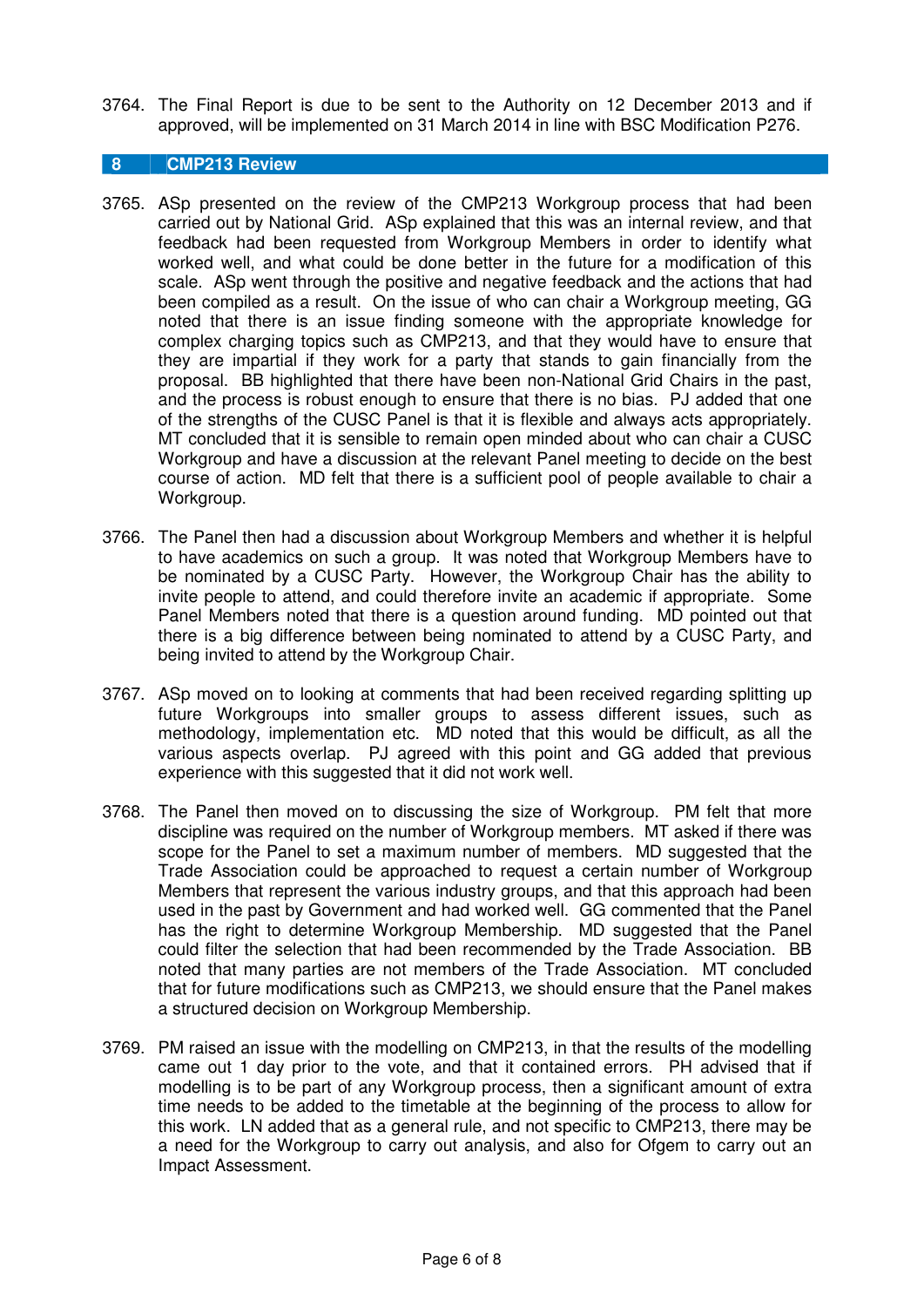3764. The Final Report is due to be sent to the Authority on 12 December 2013 and if approved, will be implemented on 31 March 2014 in line with BSC Modification P276.

## 8 CMP213 Review

3765. ASp presented on the review of the CMP213 Workgroup process that had been carried out by National Grid. ASp explained that this was an internal review, and that feedback had been requested from Workgroup Members in order to identify what worked well, and what could be done better in the future for a modification of this scale. ASp went through the positive and negative feedback and the actions that had been compiled as a result. On the issue of who can chair a Workgroup meeting, GG noted that there is an issue finding someone with the appropriate knowledge for complex charging topics such as CMP213, and that they would have to ensure that they are impartial if they work for a party that stands to gain financially from the proposal. BB highlighted that there have been non-National Grid Chairs in the past, and the process is robust enough to ensure that there is no bias. PJ added that one of the strengths of the CUSC Panel is that it is flexible and always acts appropriately. MT concluded that it is sensible to remain open minded about who can chair a CUSC Workgroup and have a discussion at the relevant Panel meeting to decide on the best course of action. MD felt that there is a sufficient pool of people available to chair a Workgroup.

3766. The Panel then had a discussion about Workgroup Members and whether it is helpful to have academics on such a group. It was noted that Workgroup Members have to be nominated by a CUSC Party. However, the Workgroup Chair has the ability to invite people to attend, and could therefore invite an academic if appropriate. Some Panel Members noted that there is a question around funding. MD pointed out that there is a big difference between being nominated to attend by a CUSC Party, and being invited to attend by the Workgroup Chair.

3767. ASp moved on to looking at comments that had been received regarding splitting up future Workgroups into smaller groups to assess different issues, such as methodology, implementation etc. MD noted that this would be difficult, as all the various aspects overlap. PJ agreed with this point and GG added that previous experience with this suggested that it did not work well.

3768. The Panel then moved on to discussing the size of Workgroup. PM felt that more discipline was required on the number of Workgroup members. MT asked if there was scope for the Panel to set a maximum number of members. MD suggested that the Trade Association could be approached to request a certain number of Workgroup Members that represent the various industry groups, and that this approach had been used in the past by Government and had worked well. GG commented that the Panel has the right to determine Workgroup Membership. MD suggested that the Panel could filter the selection that had been recommended by the Trade Association. BB noted that many parties are not members of the Trade Association. MT concluded that for future modifications such as CMP213, we should ensure that the Panel makes a structured decision on Workgroup Membership.

3769. PM raised an issue with the modelling on CMP213, in that the results of the modelling came out 1 day prior to the vote, and that it contained errors. PH advised that if modelling is to be part of any Workgroup process, then a significant amount of extra time needs to be added to the timetable at the beginning of the process to allow for this work. LN added that as a general rule, and not specific to CMP213, there may be a need for the Workgroup to carry out analysis, and also for Ofgem to carry out an Impact Assessment.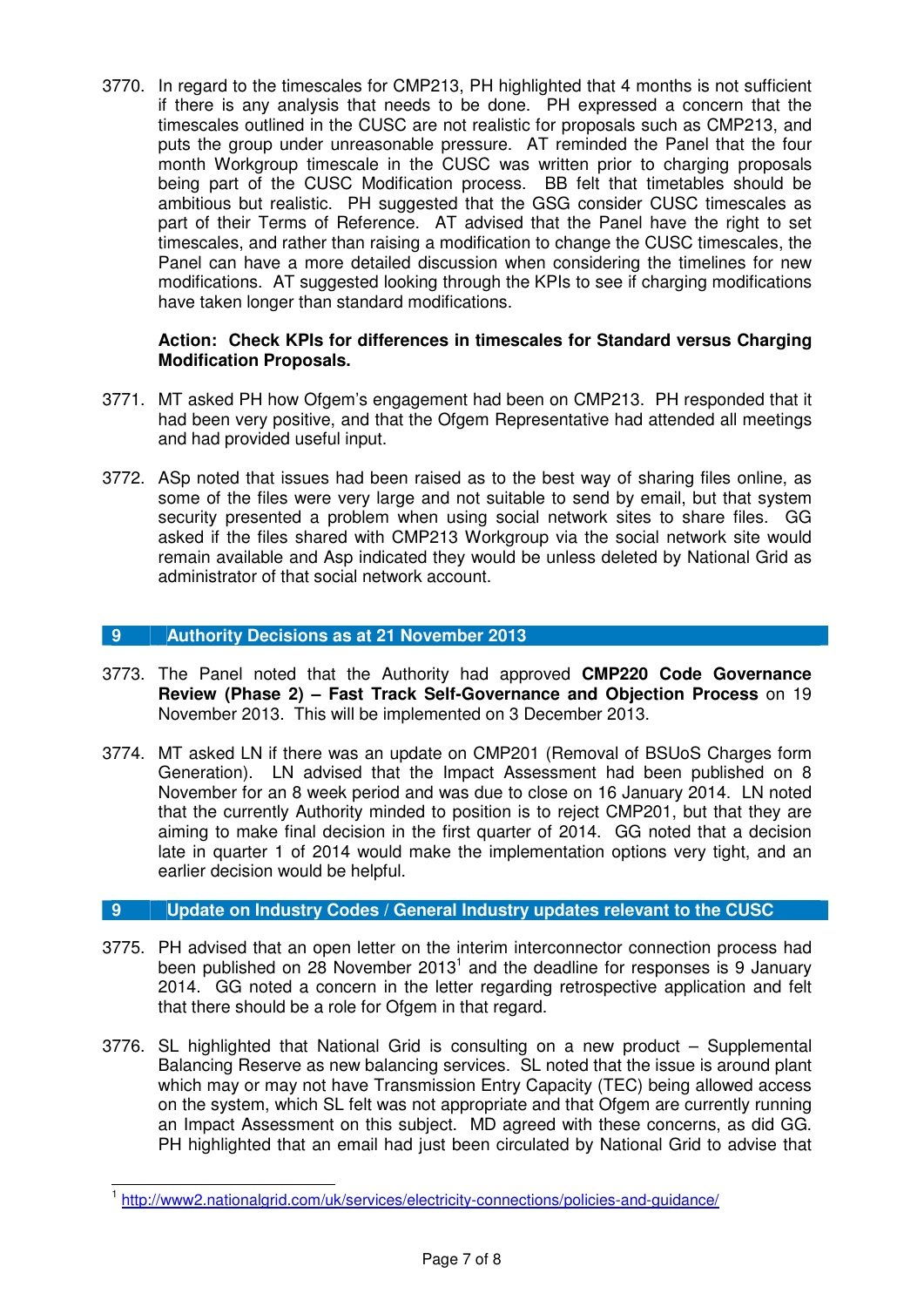3770. In regard to the timescales for CMP213, PH highlighted that 4 months is not sufficient if there is any analysis that needs to be done. PH expressed a concern that the timescales outlined in the CUSC are not realistic for proposals such as CMP213, and puts the group under unreasonable pressure. AT reminded the Panel that the four month Workgroup timescale in the CUSC was written prior to charging proposals being part of the CUSC Modification process. BB felt that timetables should be ambitious but realistic. PH suggested that the GSG consider CUSC timescales as part of their Terms of Reference. AT advised that the Panel have the right to set timescales, and rather than raising a modification to change the CUSC timescales, the Panel can have a more detailed discussion when considering the timelines for new modifications. AT suggested looking through the KPIs to see if charging modifications have taken longer than standard modifications.

**Action: Check KPIs for differences in timescales for Standard versus Charging Modification Proposals.**

3771. MT asked PH how Ofgem's engagement had been on CMP213. PH responded that it had been very positive, and that the Ofgem Representative had attended all meetings and had provided useful input.

3772. ASp noted that issues had been raised as to the best way of sharing files online, as some of the files were very large and not suitable to send by email, but that system security presented a problem when using social network sites to share files. GG asked if the files shared with CMP213 Workgroup via the social network site would remain available and Asp indicated they would be unless deleted by National Grid as administrator of that social network account.

## 9 Authority Decisions as at 21 November 2013

3773. The Panel noted that the Authority had approved **CMP220 Code Governance Review (Phase 2) – Fast Track Self-Governance and Objection Process** on 19 November 2013. This will be implemented on 3 December 2013.

3774. MT asked LN if there was an update on CMP201 (Removal of BSUoS Charges form Generation). LN advised that the Impact Assessment had been published on 8 November for an 8 week period and was due to close on 16 January 2014. LN noted that the currently Authority minded to position is to reject CMP201, but that they are aiming to make final decision in the first quarter of 2014. GG noted that a decision late in quarter 1 of 2014 would make the implementation options very tight, and an earlier decision would be helpful.

## 9 Update on Industry Codes / General Industry updates relevant to the CUSC

3775. PH advised that an open letter on the interim interconnector connection process had been published on 28 November 2013[1] and the deadline for responses is 9 January 2014. GG noted a concern in the letter regarding retrospective application and felt that there should be a role for Ofgem in that regard.

3776. SL highlighted that National Grid is consulting on a new product – Supplemental Balancing Reserve as new balancing services. SL noted that the issue is around plant which may or may not have Transmission Entry Capacity (TEC) being allowed access on the system, which SL felt was not appropriate and that Ofgem are currently running an Impact Assessment on this subject. MD agreed with these concerns, as did GG. PH highlighted that an email had just been circulated by National Grid to advise that

[1] http://www2.nationalgrid.com/uk/services/electricity-connections/policies-and-guidance/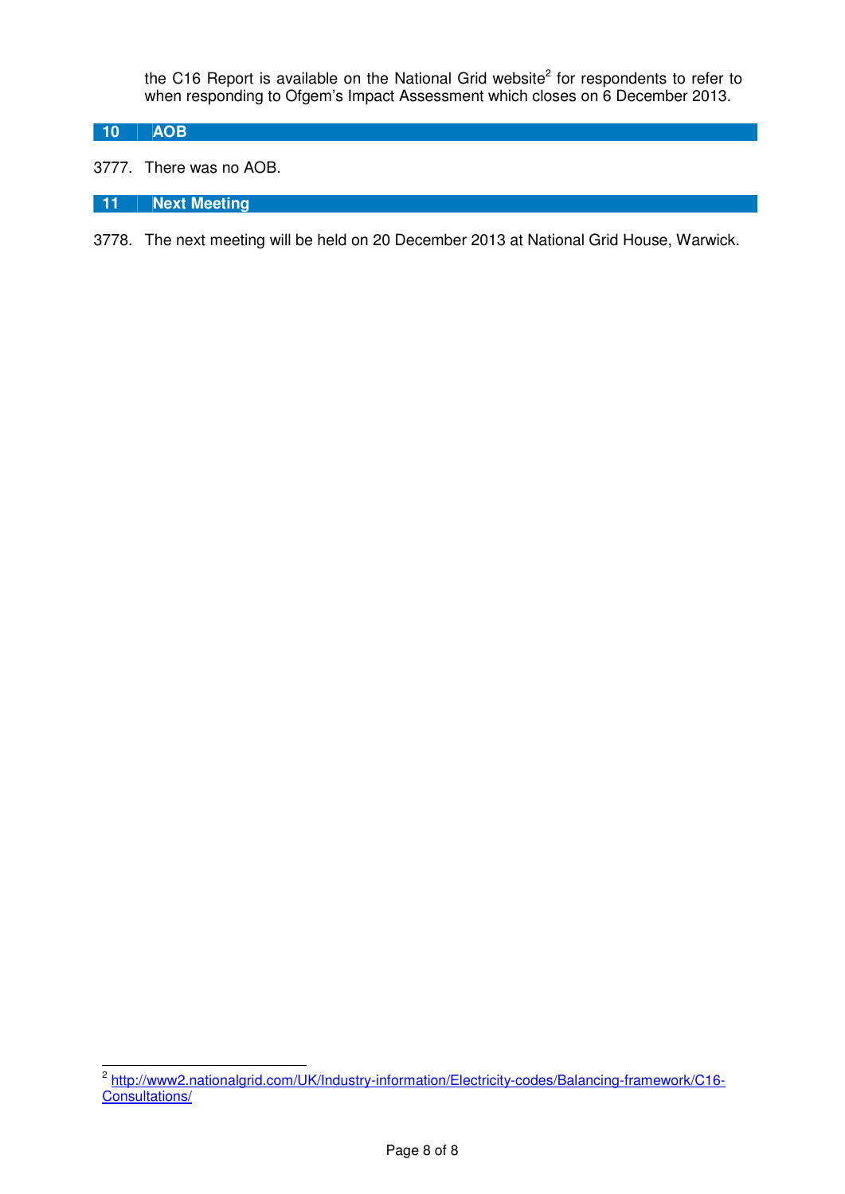the C16 Report is available on the National Grid website[2] for respondents to refer to when responding to Ofgem's Impact Assessment which closes on 6 December 2013.

## 10 AOB

3777. There was no AOB.

## 11 Next Meeting

3778. The next meeting will be held on 20 December 2013 at National Grid House, Warwick.

---

[2] http://www2.nationalgrid.com/UK/Industry-information/Electricity-codes/Balancing-framework/C16-Consultations/